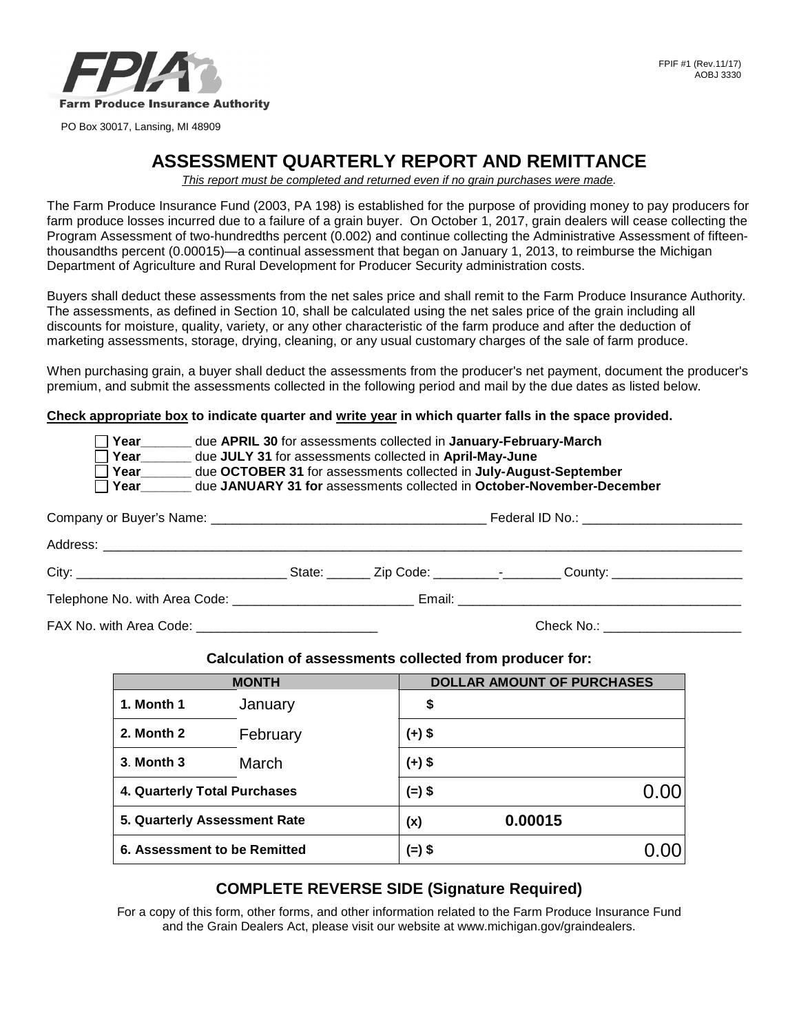FPIA

**Farm Produce Insurance Authority**

PO Box 30017, Lansing, MI 48909

FPIF #1 (Rev.11/17)
AOBJ 3330

# ASSESSMENT QUARTERLY REPORT AND REMITTANCE

*This report must be completed and returned even if no grain purchases were made.*

The Farm Produce Insurance Fund (2003, PA 198) is established for the purpose of providing money to pay producers for farm produce losses incurred due to a failure of a grain buyer. On October 1, 2017, grain dealers will cease collecting the Program Assessment of two-hundredths percent (0.002) and continue collecting the Administrative Assessment of fifteen-thousandths percent (0.00015)—a continual assessment that began on January 1, 2013, to reimburse the Michigan Department of Agriculture and Rural Development for Producer Security administration costs.

Buyers shall deduct these assessments from the net sales price and shall remit to the Farm Produce Insurance Authority. The assessments, as defined in Section 10, shall be calculated using the net sales price of the grain including all discounts for moisture, quality, variety, or any other characteristic of the farm produce and after the deduction of marketing assessments, storage, drying, cleaning, or any usual customary charges of the sale of farm produce.

When purchasing grain, a buyer shall deduct the assessments from the producer's net payment, document the producer's premium, and submit the assessments collected in the following period and mail by the due dates as listed below.

**Check appropriate box to indicate quarter and write year in which quarter falls in the space provided.**

- ☐ **Year**_______ due **APRIL 30** for assessments collected in **January-February-March**
- ☐ **Year**_______ due **JULY 31** for assessments collected in **April-May-June**
- ☐ **Year**_______ due **OCTOBER 31** for assessments collected in **July-August-September**
- ☐ **Year**_______ due **JANUARY 31 for** assessments collected in **October-November-December**

Company or Buyer's Name: ______________________________________ Federal ID No.: ______________________

Address: ______________________________________________________________________________________

City: _____________________________ State: ______ Zip Code: _________-________ County: __________________

Telephone No. with Area Code: ________________________ Email: ______________________________________

FAX No. with Area Code: ________________________ Check No.: ___________________

**Calculation of assessments collected from producer for:**

| MONTH | | DOLLAR AMOUNT OF PURCHASES | |
|---|---|---|---|
| **1. Month 1** | January | **$** | |
| **2. Month 2** | February | **(+) $** | |
| **3. Month 3** | March | **(+) $** | |
| **4. Quarterly Total Purchases** | | **(=) $** | 0.00 |
| **5. Quarterly Assessment Rate** | | **(x)** | **0.00015** |
| **6. Assessment to be Remitted** | | **(=) $** | 0.00 |

## COMPLETE REVERSE SIDE (Signature Required)

For a copy of this form, other forms, and other information related to the Farm Produce Insurance Fund and the Grain Dealers Act, please visit our website at www.michigan.gov/graindealers.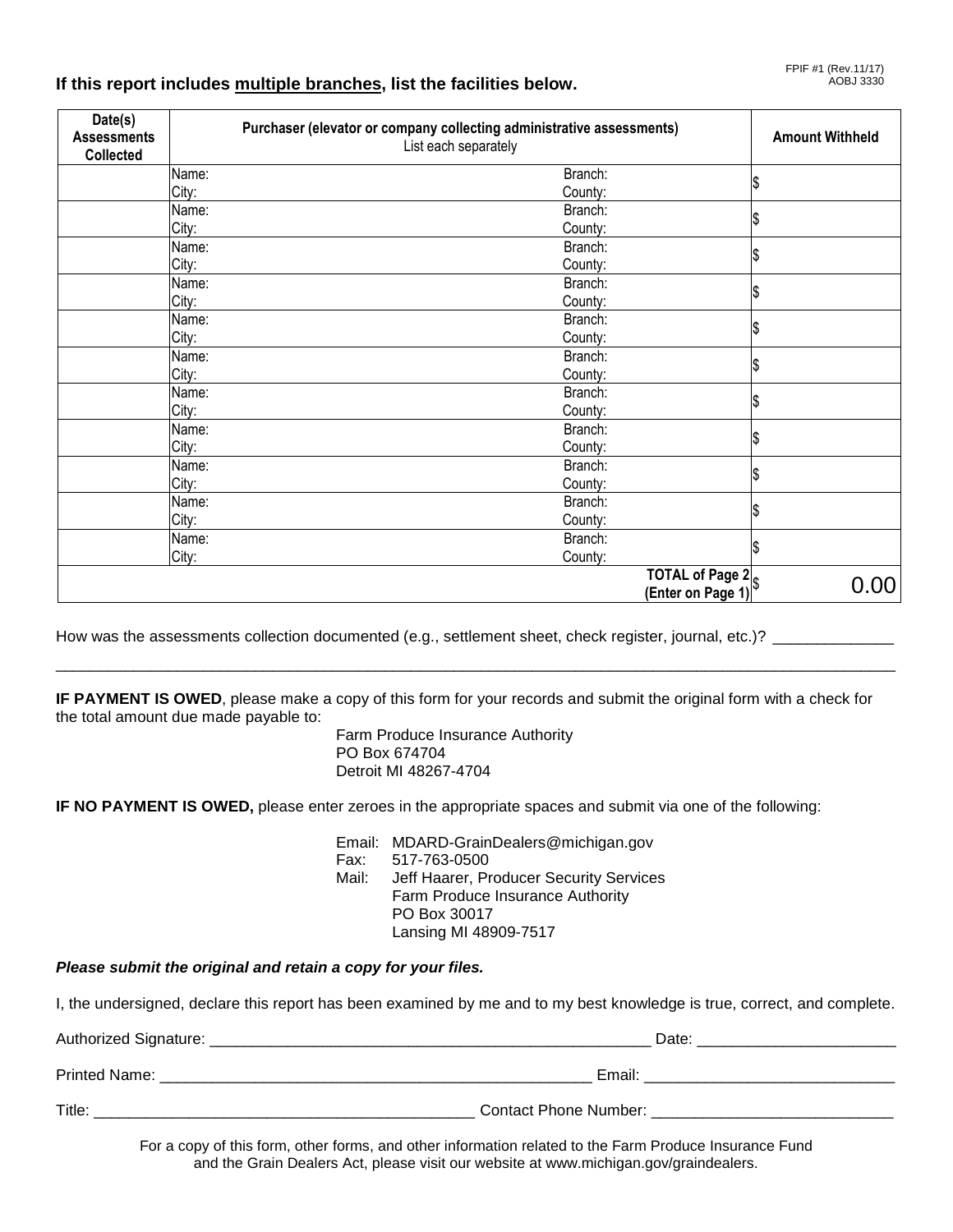FPIF #1 (Rev.11/17)
AOBJ 3330

**If this report includes multiple branches, list the facilities below.**

| Date(s) Assessments Collected | Purchaser (elevator or company collecting administrative assessments) List each separately | | Amount Withheld |
|---|---|---|---|
| | Name:<br>City: | Branch:<br>County: | $ |
| | Name:<br>City: | Branch:<br>County: | $ |
| | Name:<br>City: | Branch:<br>County: | $ |
| | Name:<br>City: | Branch:<br>County: | $ |
| | Name:<br>City: | Branch:<br>County: | $ |
| | Name:<br>City: | Branch:<br>County: | $ |
| | Name:<br>City: | Branch:<br>County: | $ |
| | Name:<br>City: | Branch:<br>County: | $ |
| | Name:<br>City: | Branch:<br>County: | $ |
| | Name:<br>City: | Branch:<br>County: | $ |
| | Name:<br>City: | Branch:<br>County: | $ |
| | | **TOTAL of Page 2 (Enter on Page 1)** | $ 0.00 |

How was the assessments collection documented (e.g., settlement sheet, check register, journal, etc.)? ______________

______________________________________________________________________________________________

**IF PAYMENT IS OWED**, please make a copy of this form for your records and submit the original form with a check for the total amount due made payable to:

Farm Produce Insurance Authority
PO Box 674704
Detroit MI 48267-4704

**IF NO PAYMENT IS OWED,** please enter zeroes in the appropriate spaces and submit via one of the following:

Email: MDARD-GrainDealers@michigan.gov
Fax: 517-763-0500
Mail: Jeff Haarer, Producer Security Services
Farm Produce Insurance Authority
PO Box 30017
Lansing MI 48909-7517

***Please submit the original and retain a copy for your files.***

I, the undersigned, declare this report has been examined by me and to my best knowledge is true, correct, and complete.

Authorized Signature: ____________________________________________________ Date: _______________________

Printed Name: ___________________________________________________ Email: _____________________________

Title: ____________________________________________ Contact Phone Number: ____________________________

For a copy of this form, other forms, and other information related to the Farm Produce Insurance Fund and the Grain Dealers Act, please visit our website at www.michigan.gov/graindealers.